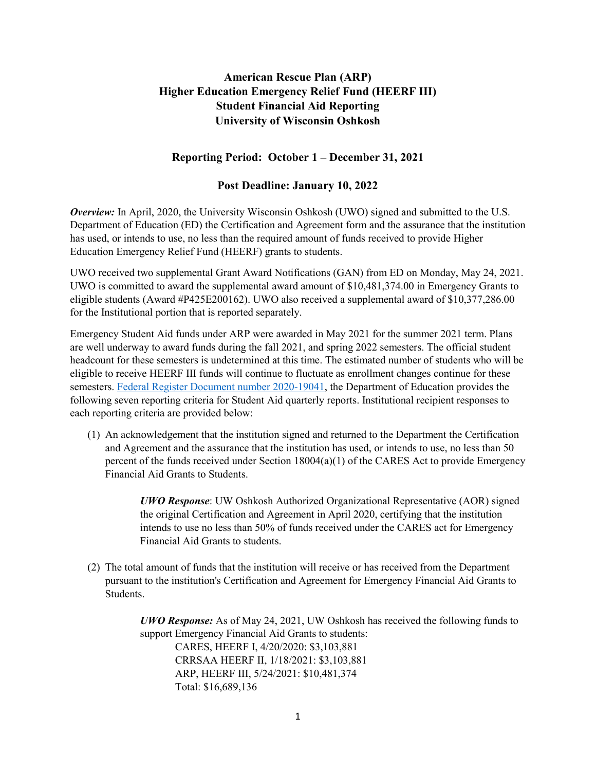# American Rescue Plan (ARP)
# Higher Education Emergency Relief Fund (HEERF III)
# Student Financial Aid Reporting
# University of Wisconsin Oshkosh

## Reporting Period: October 1 – December 31, 2021

## Post Deadline: January 10, 2022

***Overview:*** In April, 2020, the University Wisconsin Oshkosh (UWO) signed and submitted to the U.S. Department of Education (ED) the Certification and Agreement form and the assurance that the institution has used, or intends to use, no less than the required amount of funds received to provide Higher Education Emergency Relief Fund (HEERF) grants to students.

UWO received two supplemental Grant Award Notifications (GAN) from ED on Monday, May 24, 2021. UWO is committed to award the supplemental award amount of $10,481,374.00 in Emergency Grants to eligible students (Award #P425E200162). UWO also received a supplemental award of $10,377,286.00 for the Institutional portion that is reported separately.

Emergency Student Aid funds under ARP were awarded in May 2021 for the summer 2021 term. Plans are well underway to award funds during the fall 2021, and spring 2022 semesters. The official student headcount for these semesters is undetermined at this time. The estimated number of students who will be eligible to receive HEERF III funds will continue to fluctuate as enrollment changes continue for these semesters. Federal Register Document number 2020-19041, the Department of Education provides the following seven reporting criteria for Student Aid quarterly reports. Institutional recipient responses to each reporting criteria are provided below:

(1) An acknowledgement that the institution signed and returned to the Department the Certification and Agreement and the assurance that the institution has used, or intends to use, no less than 50 percent of the funds received under Section 18004(a)(1) of the CARES Act to provide Emergency Financial Aid Grants to Students.

> ***UWO Response***: UW Oshkosh Authorized Organizational Representative (AOR) signed the original Certification and Agreement in April 2020, certifying that the institution intends to use no less than 50% of funds received under the CARES act for Emergency Financial Aid Grants to students.

(2) The total amount of funds that the institution will receive or has received from the Department pursuant to the institution's Certification and Agreement for Emergency Financial Aid Grants to Students.

> ***UWO Response:*** As of May 24, 2021, UW Oshkosh has received the following funds to support Emergency Financial Aid Grants to students:
>
> CARES, HEERF I, 4/20/2020: $3,103,881
> CRRSAA HEERF II, 1/18/2021: $3,103,881
> ARP, HEERF III, 5/24/2021: $10,481,374
> Total: $16,689,136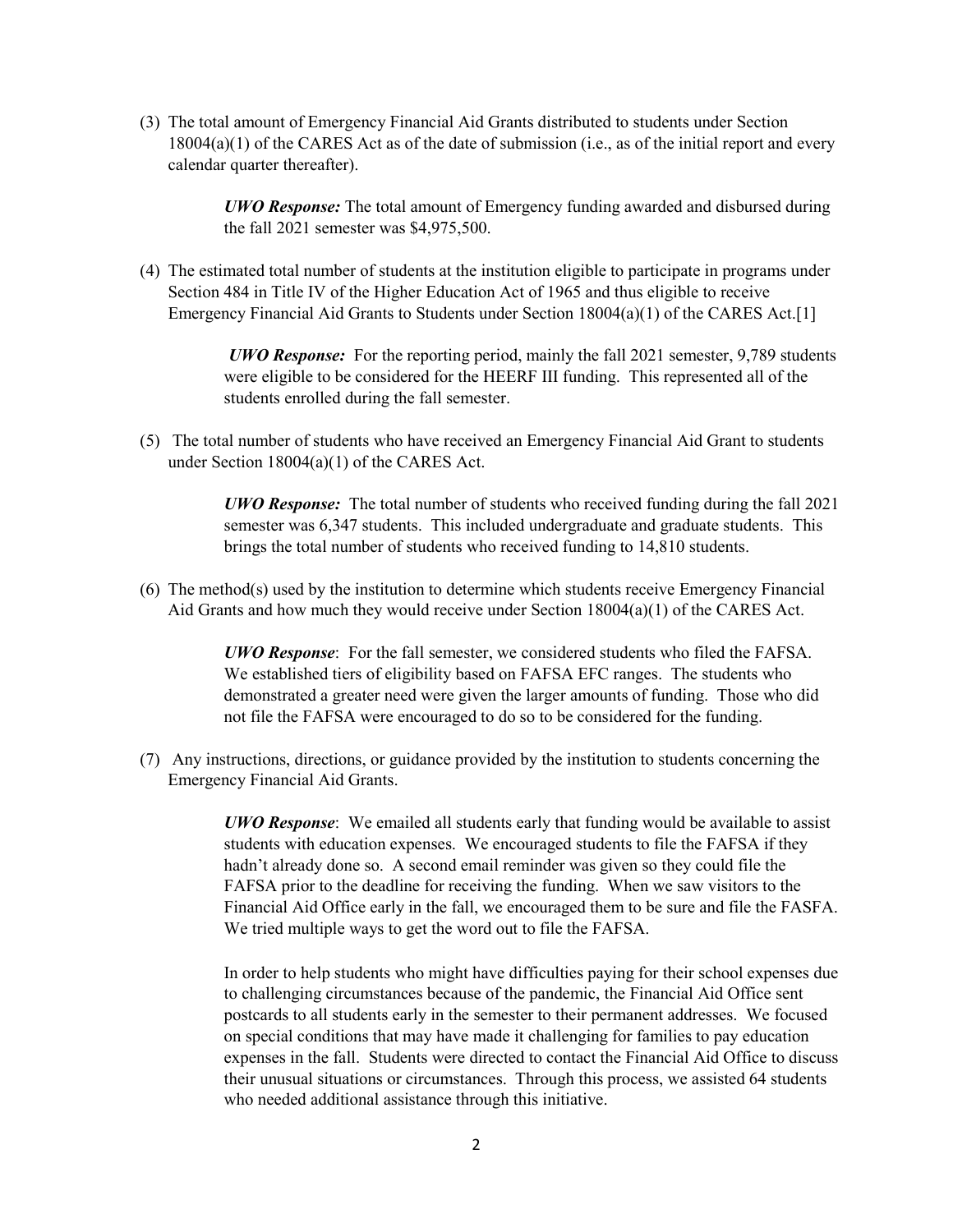(3) The total amount of Emergency Financial Aid Grants distributed to students under Section 18004(a)(1) of the CARES Act as of the date of submission (i.e., as of the initial report and every calendar quarter thereafter).

> ***UWO Response:*** The total amount of Emergency funding awarded and disbursed during the fall 2021 semester was $4,975,500.

(4) The estimated total number of students at the institution eligible to participate in programs under Section 484 in Title IV of the Higher Education Act of 1965 and thus eligible to receive Emergency Financial Aid Grants to Students under Section 18004(a)(1) of the CARES Act.[1]

> ***UWO Response:*** For the reporting period, mainly the fall 2021 semester, 9,789 students were eligible to be considered for the HEERF III funding. This represented all of the students enrolled during the fall semester.

(5) The total number of students who have received an Emergency Financial Aid Grant to students under Section 18004(a)(1) of the CARES Act.

> ***UWO Response:*** The total number of students who received funding during the fall 2021 semester was 6,347 students. This included undergraduate and graduate students. This brings the total number of students who received funding to 14,810 students.

(6) The method(s) used by the institution to determine which students receive Emergency Financial Aid Grants and how much they would receive under Section 18004(a)(1) of the CARES Act.

> ***UWO Response***: For the fall semester, we considered students who filed the FAFSA. We established tiers of eligibility based on FAFSA EFC ranges. The students who demonstrated a greater need were given the larger amounts of funding. Those who did not file the FAFSA were encouraged to do so to be considered for the funding.

(7) Any instructions, directions, or guidance provided by the institution to students concerning the Emergency Financial Aid Grants.

> ***UWO Response***: We emailed all students early that funding would be available to assist students with education expenses. We encouraged students to file the FAFSA if they hadn't already done so. A second email reminder was given so they could file the FAFSA prior to the deadline for receiving the funding. When we saw visitors to the Financial Aid Office early in the fall, we encouraged them to be sure and file the FASFA. We tried multiple ways to get the word out to file the FAFSA.
>
> In order to help students who might have difficulties paying for their school expenses due to challenging circumstances because of the pandemic, the Financial Aid Office sent postcards to all students early in the semester to their permanent addresses. We focused on special conditions that may have made it challenging for families to pay education expenses in the fall. Students were directed to contact the Financial Aid Office to discuss their unusual situations or circumstances. Through this process, we assisted 64 students who needed additional assistance through this initiative.